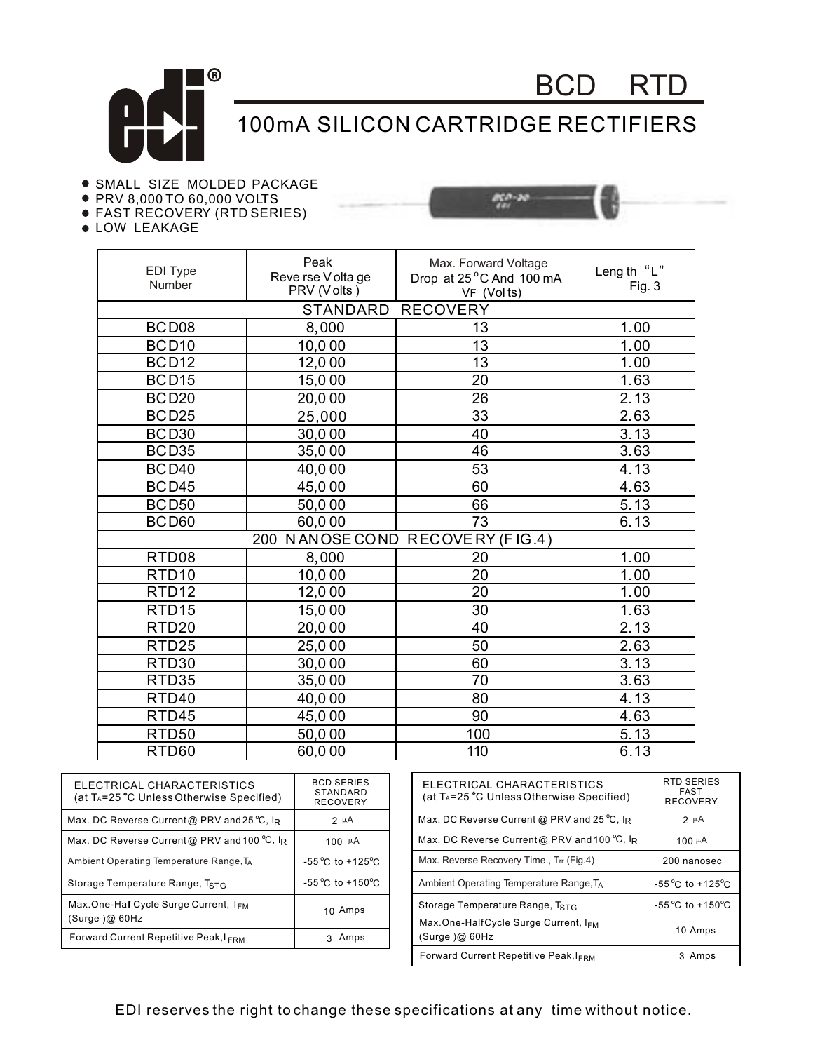# BCD RTD

## 100mA SILICON CARTRIDGE RECTIFIERS

- SMALL SIZE MOLDED PACKAGE
- PRV 8,000 TO 60,000 VOLTS
- FAST RECOVERY (RTD SERIES)
- LOW LEAKAGE

| EDI Type Number | Peak Reverse Voltage PRV (Volts) | Max. Forward Voltage Drop at 25°C And 100 mA $V_F$ (Volts) | Length "L" Fig. 3 |
|---|---|---|---|
| STANDARD RECOVERY | | | |
| BCD08 | 8,000 | 13 | 1.00 |
| BCD10 | 10,000 | 13 | 1.00 |
| BCD12 | 12,000 | 13 | 1.00 |
| BCD15 | 15,000 | 20 | 1.63 |
| BCD20 | 20,000 | 26 | 2.13 |
| BCD25 | 25,000 | 33 | 2.63 |
| BCD30 | 30,000 | 40 | 3.13 |
| BCD35 | 35,000 | 46 | 3.63 |
| BCD40 | 40,000 | 53 | 4.13 |
| BCD45 | 45,000 | 60 | 4.63 |
| BCD50 | 50,000 | 66 | 5.13 |
| BCD60 | 60,000 | 73 | 6.13 |
| 200 NANOSECOND RECOVERY (FIG.4) | | | |
| RTD08 | 8,000 | 20 | 1.00 |
| RTD10 | 10,000 | 20 | 1.00 |
| RTD12 | 12,000 | 20 | 1.00 |
| RTD15 | 15,000 | 30 | 1.63 |
| RTD20 | 20,000 | 40 | 2.13 |
| RTD25 | 25,000 | 50 | 2.63 |
| RTD30 | 30,000 | 60 | 3.13 |
| RTD35 | 35,000 | 70 | 3.63 |
| RTD40 | 40,000 | 80 | 4.13 |
| RTD45 | 45,000 | 90 | 4.63 |
| RTD50 | 50,000 | 100 | 5.13 |
| RTD60 | 60,000 | 110 | 6.13 |

| ELECTRICAL CHARACTERISTICS (at $T_A$=25°C Unless Otherwise Specified) | BCD SERIES STANDARD RECOVERY |
|---|---|
| Max. DC Reverse Current @ PRV and 25°C, $I_R$ | 2 µA |
| Max. DC Reverse Current @ PRV and 100°C, $I_R$ | 100 µA |
| Ambient Operating Temperature Range, $T_A$ | -55°C to +125°C |
| Storage Temperature Range, $T_{STG}$ | -55°C to +150°C |
| Max. One-Half Cycle Surge Current, $I_{FM}$ (Surge) @ 60Hz | 10 Amps |
| Forward Current Repetitive Peak, $I_{FRM}$ | 3 Amps |

| ELECTRICAL CHARACTERISTICS (at $T_A$=25°C Unless Otherwise Specified) | RTD SERIES FAST RECOVERY |
|---|---|
| Max. DC Reverse Current @ PRV and 25°C, $I_R$ | 2 µA |
| Max. DC Reverse Current @ PRV and 100°C, $I_R$ | 100 µA |
| Max. Reverse Recovery Time, $T_{rr}$ (Fig.4) | 200 nanosec |
| Ambient Operating Temperature Range, $T_A$ | -55°C to +125°C |
| Storage Temperature Range, $T_{STG}$ | -55°C to +150°C |
| Max. One-Half Cycle Surge Current, $I_{FM}$ (Surge) @ 60Hz | 10 Amps |
| Forward Current Repetitive Peak, $I_{FRM}$ | 3 Amps |

EDI reserves the right to change these specifications at any time without notice.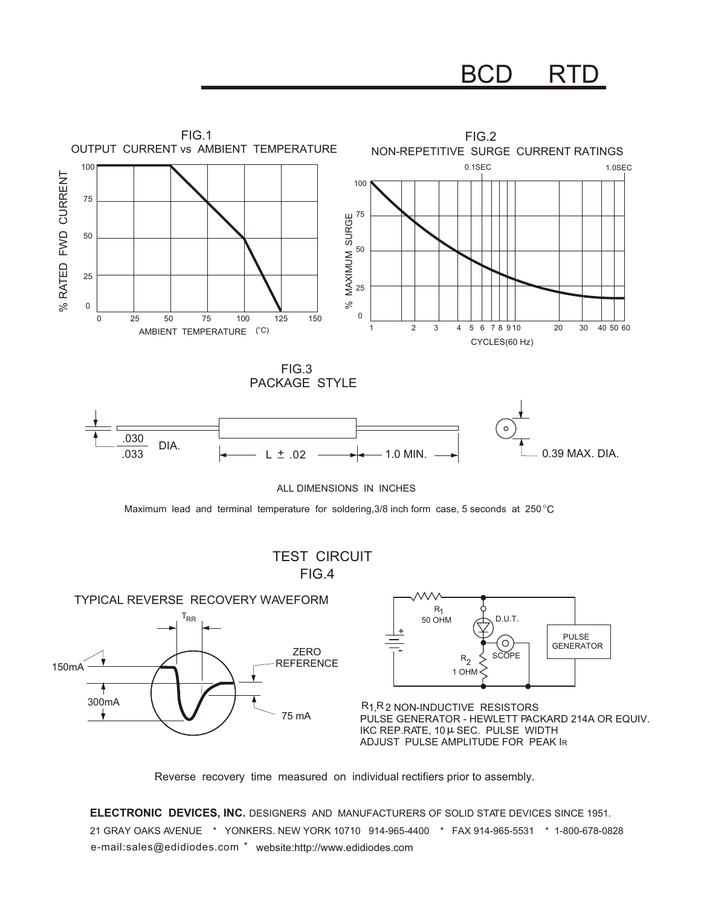# BCD RTD

## FIG.1
OUTPUT CURRENT vs AMBIENT TEMPERATURE

% RATED FWD CURRENT

100
75
50
25
0

0 25 50 75 100 125 150

AMBIENT TEMPERATURE (°C)

## FIG.2
NON-REPETITIVE SURGE CURRENT RATINGS

0.1SEC
1.0SEC

% MAXIMUM SURGE

100
75
50
25
0

1 2 3 4 5 6 7 8 9 10 20 30 40 50 60

CYCLES(60 Hz)

## FIG.3
PACKAGE STYLE

.030
.033
DIA.

L ± .02

1.0 MIN.

0.39 MAX. DIA.

ALL DIMENSIONS IN INCHES

Maximum lead and terminal temperature for soldering,3/8 inch form case, 5 seconds at 250°C

## TEST CIRCUIT
## FIG.4

TYPICAL REVERSE RECOVERY WAVEFORM

$T_{RR}$

150mA

300mA

ZERO REFERENCE

75 mA

$R_1$ 50 OHM

D.U.T.

$R_2$ 1 OHM

SCOPE

PULSE GENERATOR

$R_1$,$R_2$ NON-INDUCTIVE RESISTORS
PULSE GENERATOR - HEWLETT PACKARD 214A OR EQUIV.
IKC REP.RATE, 10 µ SEC. PULSE WIDTH
ADJUST PULSE AMPLITUDE FOR PEAK $I_R$

Reverse recovery time measured on individual rectifiers prior to assembly.

**ELECTRONIC DEVICES, INC.** DESIGNERS AND MANUFACTURERS OF SOLID STATE DEVICES SINCE 1951.
21 GRAY OAKS AVENUE * YONKERS. NEW YORK 10710 914-965-4400 * FAX 914-965-5531 * 1-800-678-0828
e-mail:sales@edidiodes.com * website:http://www.edidiodes.com